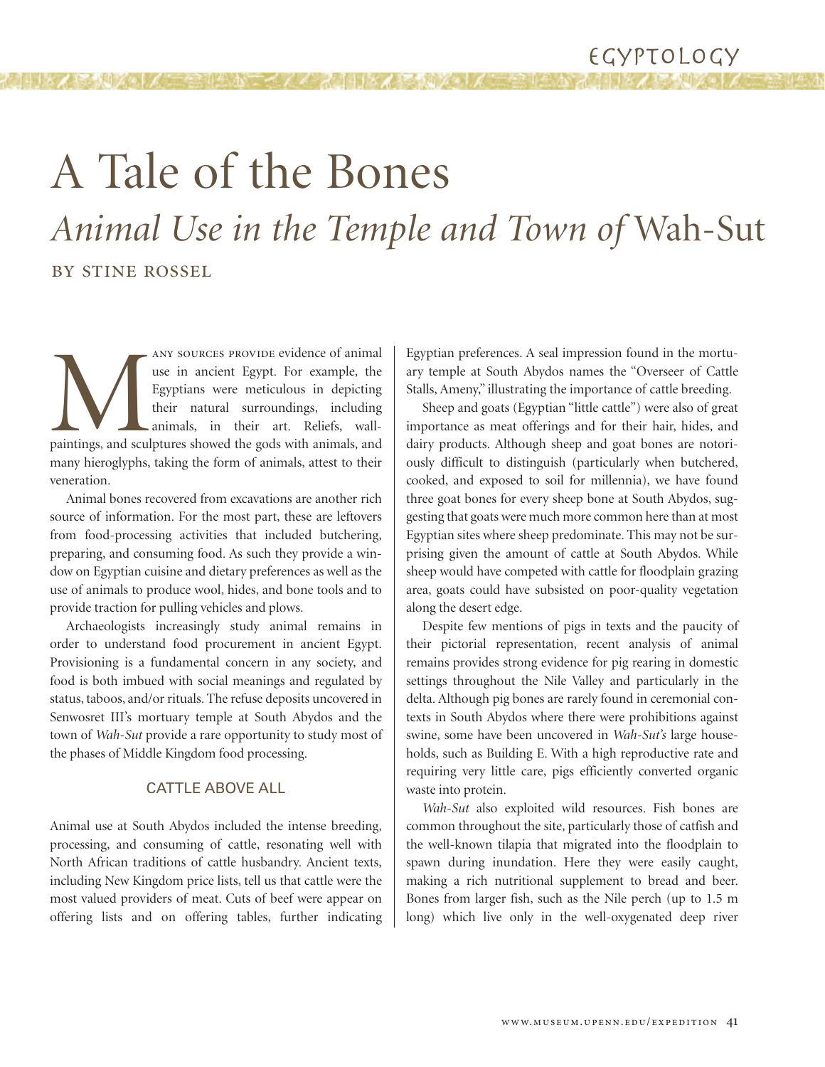# A Tale of the Bones

## *Animal Use in the Temple and Town of* Wah-Sut

BY STINE ROSSEL

Many sources provide evidence of animal use in ancient Egypt. For example, the Egyptians were meticulous in depicting their natural surroundings, including animals, in their art. Reliefs, wall-paintings, and sculptures showed the gods with animals, and many hieroglyphs, taking the form of animals, attest to their veneration.

Animal bones recovered from excavations are another rich source of information. For the most part, these are leftovers from food-processing activities that included butchering, preparing, and consuming food. As such they provide a window on Egyptian cuisine and dietary preferences as well as the use of animals to produce wool, hides, and bone tools and to provide traction for pulling vehicles and plows.

Archaeologists increasingly study animal remains in order to understand food procurement in ancient Egypt. Provisioning is a fundamental concern in any society, and food is both imbued with social meanings and regulated by status, taboos, and/or rituals. The refuse deposits uncovered in Senwosret III's mortuary temple at South Abydos and the town of *Wah-Sut* provide a rare opportunity to study most of the phases of Middle Kingdom food processing.

### CATTLE ABOVE ALL

Animal use at South Abydos included the intense breeding, processing, and consuming of cattle, resonating well with North African traditions of cattle husbandry. Ancient texts, including New Kingdom price lists, tell us that cattle were the most valued providers of meat. Cuts of beef were appear on offering lists and on offering tables, further indicating Egyptian preferences. A seal impression found in the mortuary temple at South Abydos names the "Overseer of Cattle Stalls, Ameny," illustrating the importance of cattle breeding.

Sheep and goats (Egyptian "little cattle") were also of great importance as meat offerings and for their hair, hides, and dairy products. Although sheep and goat bones are notoriously difficult to distinguish (particularly when butchered, cooked, and exposed to soil for millennia), we have found three goat bones for every sheep bone at South Abydos, suggesting that goats were much more common here than at most Egyptian sites where sheep predominate. This may not be surprising given the amount of cattle at South Abydos. While sheep would have competed with cattle for floodplain grazing area, goats could have subsisted on poor-quality vegetation along the desert edge.

Despite few mentions of pigs in texts and the paucity of their pictorial representation, recent analysis of animal remains provides strong evidence for pig rearing in domestic settings throughout the Nile Valley and particularly in the delta. Although pig bones are rarely found in ceremonial contexts in South Abydos where there were prohibitions against swine, some have been uncovered in *Wah-Sut's* large households, such as Building E. With a high reproductive rate and requiring very little care, pigs efficiently converted organic waste into protein.

*Wah-Sut* also exploited wild resources. Fish bones are common throughout the site, particularly those of catfish and the well-known tilapia that migrated into the floodplain to spawn during inundation. Here they were easily caught, making a rich nutritional supplement to bread and beer. Bones from larger fish, such as the Nile perch (up to 1.5 m long) which live only in the well-oxygenated deep river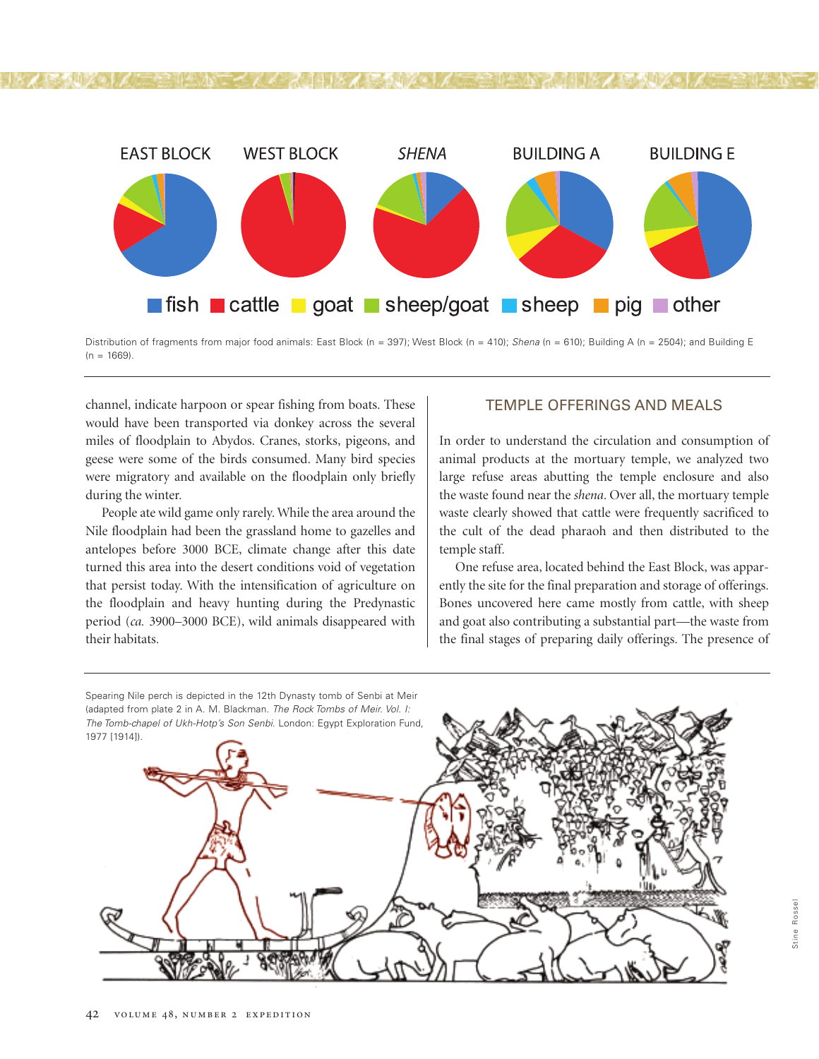Distribution of fragments from major food animals: East Block (n = 397); West Block (n = 410); *Shena* (n = 610); Building A (n = 2504); and Building E (n = 1669).

channel, indicate harpoon or spear fishing from boats. These would have been transported via donkey across the several miles of floodplain to Abydos. Cranes, storks, pigeons, and geese were some of the birds consumed. Many bird species were migratory and available on the floodplain only briefly during the winter.

People ate wild game only rarely. While the area around the Nile floodplain had been the grassland home to gazelles and antelopes before 3000 BCE, climate change after this date turned this area into the desert conditions void of vegetation that persist today. With the intensification of agriculture on the floodplain and heavy hunting during the Predynastic period (*ca.* 3900–3000 BCE), wild animals disappeared with their habitats.

## TEMPLE OFFERINGS AND MEALS

In order to understand the circulation and consumption of animal products at the mortuary temple, we analyzed two large refuse areas abutting the temple enclosure and also the waste found near the *shena*. Over all, the mortuary temple waste clearly showed that cattle were frequently sacrificed to the cult of the dead pharaoh and then distributed to the temple staff.

One refuse area, located behind the East Block, was apparently the site for the final preparation and storage of offerings. Bones uncovered here came mostly from cattle, with sheep and goat also contributing a substantial part—the waste from the final stages of preparing daily offerings. The presence of

Spearing Nile perch is depicted in the 12th Dynasty tomb of Senbi at Meir (adapted from plate 2 in A. M. Blackman. *The Rock Tombs of Meir. Vol. I: The Tomb-chapel of Ukh-Hotp's Son Senbi.* London: Egypt Exploration Fund, 1977 [1914]).

Stine Rossel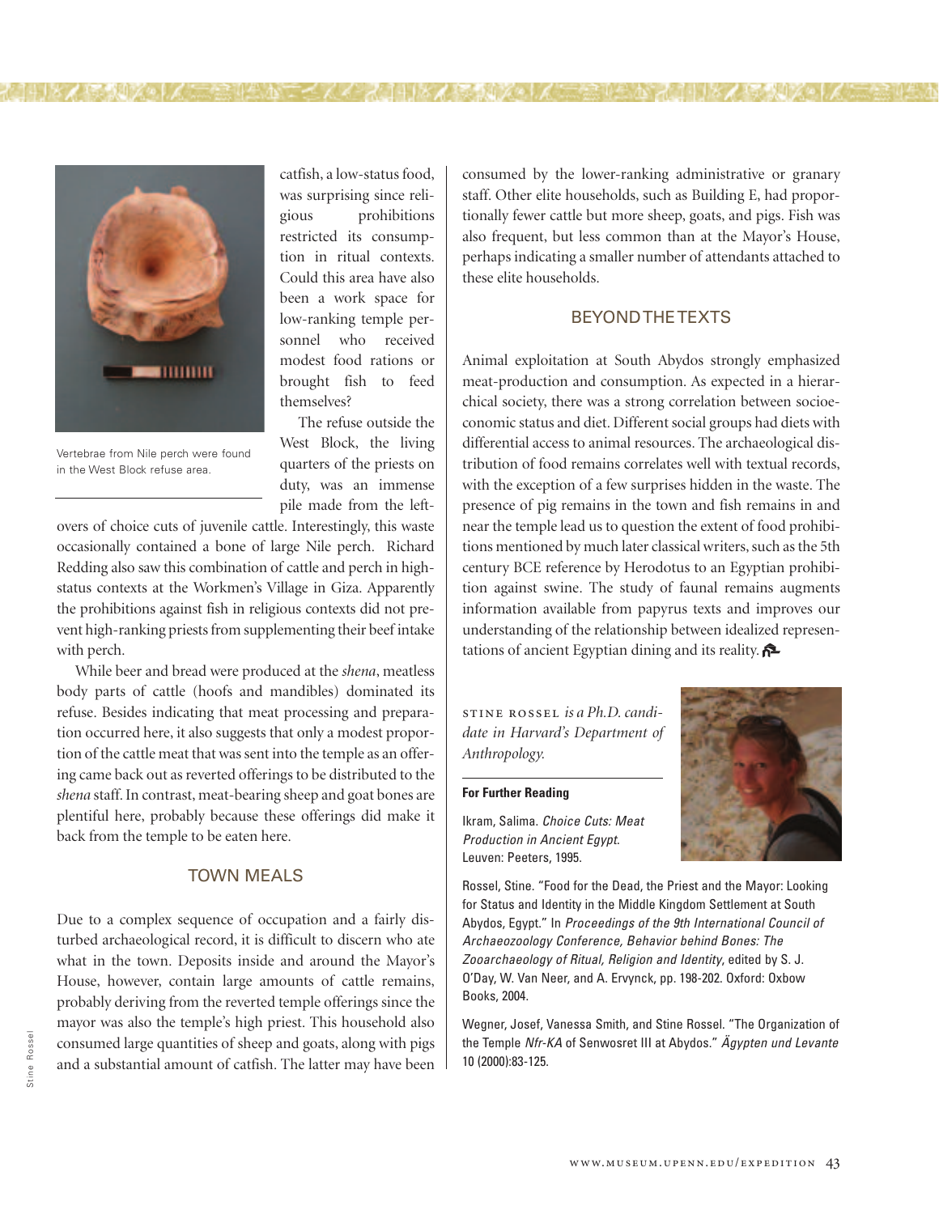catfish, a low-status food, was surprising since religious prohibitions restricted its consumption in ritual contexts. Could this area have also been a work space for low-ranking temple personnel who received modest food rations or brought fish to feed themselves?

Vertebrae from Nile perch were found in the West Block refuse area.

The refuse outside the West Block, the living quarters of the priests on duty, was an immense pile made from the leftovers of choice cuts of juvenile cattle. Interestingly, this waste occasionally contained a bone of large Nile perch. Richard Redding also saw this combination of cattle and perch in high-status contexts at the Workmen's Village in Giza. Apparently the prohibitions against fish in religious contexts did not prevent high-ranking priests from supplementing their beef intake with perch.

While beer and bread were produced at the *shena*, meatless body parts of cattle (hoofs and mandibles) dominated its refuse. Besides indicating that meat processing and preparation occurred here, it also suggests that only a modest proportion of the cattle meat that was sent into the temple as an offering came back out as reverted offerings to be distributed to the *shena* staff. In contrast, meat-bearing sheep and goat bones are plentiful here, probably because these offerings did make it back from the temple to be eaten here.

## TOWN MEALS

Due to a complex sequence of occupation and a fairly disturbed archaeological record, it is difficult to discern who ate what in the town. Deposits inside and around the Mayor's House, however, contain large amounts of cattle remains, probably deriving from the reverted temple offerings since the mayor was also the temple's high priest. This household also consumed large quantities of sheep and goats, along with pigs and a substantial amount of catfish. The latter may have been consumed by the lower-ranking administrative or granary staff. Other elite households, such as Building E, had proportionally fewer cattle but more sheep, goats, and pigs. Fish was also frequent, but less common than at the Mayor's House, perhaps indicating a smaller number of attendants attached to these elite households.

## BEYOND THE TEXTS

Animal exploitation at South Abydos strongly emphasized meat-production and consumption. As expected in a hierarchical society, there was a strong correlation between socioeconomic status and diet. Different social groups had diets with differential access to animal resources. The archaeological distribution of food remains correlates well with textual records, with the exception of a few surprises hidden in the waste. The presence of pig remains in the town and fish remains in and near the temple lead us to question the extent of food prohibitions mentioned by much later classical writers, such as the 5th century BCE reference by Herodotus to an Egyptian prohibition against swine. The study of faunal remains augments information available from papyrus texts and improves our understanding of the relationship between idealized representations of ancient Egyptian dining and its reality.

STINE ROSSEL *is a Ph.D. candidate in Harvard's Department of Anthropology.*

**For Further Reading**

Ikram, Salima. *Choice Cuts: Meat Production in Ancient Egypt*. Leuven: Peeters, 1995.

Rossel, Stine. "Food for the Dead, the Priest and the Mayor: Looking for Status and Identity in the Middle Kingdom Settlement at South Abydos, Egypt." In *Proceedings of the 9th International Council of Archaeozoology Conference, Behavior behind Bones: The Zooarchaeology of Ritual, Religion and Identity*, edited by S. J. O'Day, W. Van Neer, and A. Ervynck, pp. 198-202. Oxford: Oxbow Books, 2004.

Wegner, Josef, Vanessa Smith, and Stine Rossel. "The Organization of the Temple *Nfr-KA* of Senwosret III at Abydos." *Ägypten und Levante* 10 (2000):83-125.